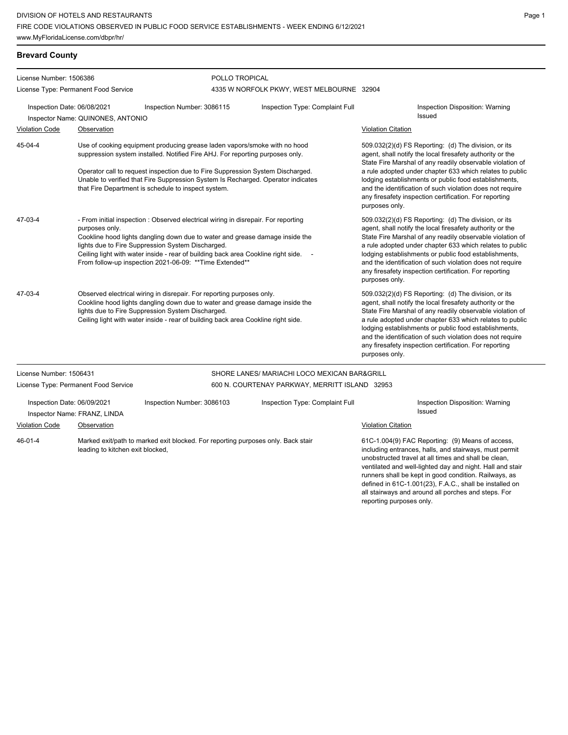DIVISION OF HOTELS AND RESTAURANTS
FIRE CODE VIOLATIONS OBSERVED IN PUBLIC FOOD SERVICE ESTABLISHMENTS - WEEK ENDING 6/12/2021
www.MyFloridaLicense.com/dbpr/hr/

## Brevard County

**License Number:** 1506386
**License Type:** Permanent Food Service

**POLLO TROPICAL**
4335 W NORFOLK PKWY, WEST MELBOURNE 32904

**Inspection Date:** 06/08/2021
**Inspection Number:** 3086115
**Inspection Type:** Complaint Full
**Inspection Disposition:** Warning Issued
**Inspector Name:** QUINONES, ANTONIO

| Violation Code | Observation | Violation Citation |
|---|---|---|
| 45-04-4 | Use of cooking equipment producing grease laden vapors/smoke with no hood suppression system installed. Notified Fire AHJ. For reporting purposes only.<br><br>Operator call to request inspection due to Fire Suppression System Discharged. Unable to verified that Fire Suppression System Is Recharged. Operator indicates that Fire Department is schedule to inspect system. | 509.032(2)(d) FS Reporting: (d) The division, or its agent, shall notify the local firesafety authority or the State Fire Marshal of any readily observable violation of a rule adopted under chapter 633 which relates to public lodging establishments or public food establishments, and the identification of such violation does not require any firesafety inspection certification. For reporting purposes only. |
| 47-03-4 | - From initial inspection : Observed electrical wiring in disrepair. For reporting purposes only.<br>Cookline hood lights dangling down due to water and grease damage inside the lights due to Fire Suppression System Discharged.<br>Ceiling light with water inside - rear of building back area Cookline right side. -<br>From follow-up inspection 2021-06-09: \*\*Time Extended\*\* | 509.032(2)(d) FS Reporting: (d) The division, or its agent, shall notify the local firesafety authority or the State Fire Marshal of any readily observable violation of a rule adopted under chapter 633 which relates to public lodging establishments or public food establishments, and the identification of such violation does not require any firesafety inspection certification. For reporting purposes only. |
| 47-03-4 | Observed electrical wiring in disrepair. For reporting purposes only.<br>Cookline hood lights dangling down due to water and grease damage inside the lights due to Fire Suppression System Discharged.<br>Ceiling light with water inside - rear of building back area Cookline right side. | 509.032(2)(d) FS Reporting: (d) The division, or its agent, shall notify the local firesafety authority or the State Fire Marshal of any readily observable violation of a rule adopted under chapter 633 which relates to public lodging establishments or public food establishments, and the identification of such violation does not require any firesafety inspection certification. For reporting purposes only. |

**License Number:** 1506431
**License Type:** Permanent Food Service

**SHORE LANES/ MARIACHI LOCO MEXICAN BAR&GRILL**
600 N. COURTENAY PARKWAY, MERRITT ISLAND 32953

**Inspection Date:** 06/09/2021
**Inspection Number:** 3086103
**Inspection Type:** Complaint Full
**Inspection Disposition:** Warning Issued
**Inspector Name:** FRANZ, LINDA

| Violation Code | Observation | Violation Citation |
|---|---|---|
| 46-01-4 | Marked exit/path to marked exit blocked. For reporting purposes only. Back stair leading to kitchen exit blocked, | 61C-1.004(9) FAC Reporting: (9) Means of access, including entrances, halls, and stairways, must permit unobstructed travel at all times and shall be clean, ventilated and well-lighted day and night. Hall and stair runners shall be kept in good condition. Railways, as defined in 61C-1.001(23), F.A.C., shall be installed on all stairways and around all porches and steps. For reporting purposes only. |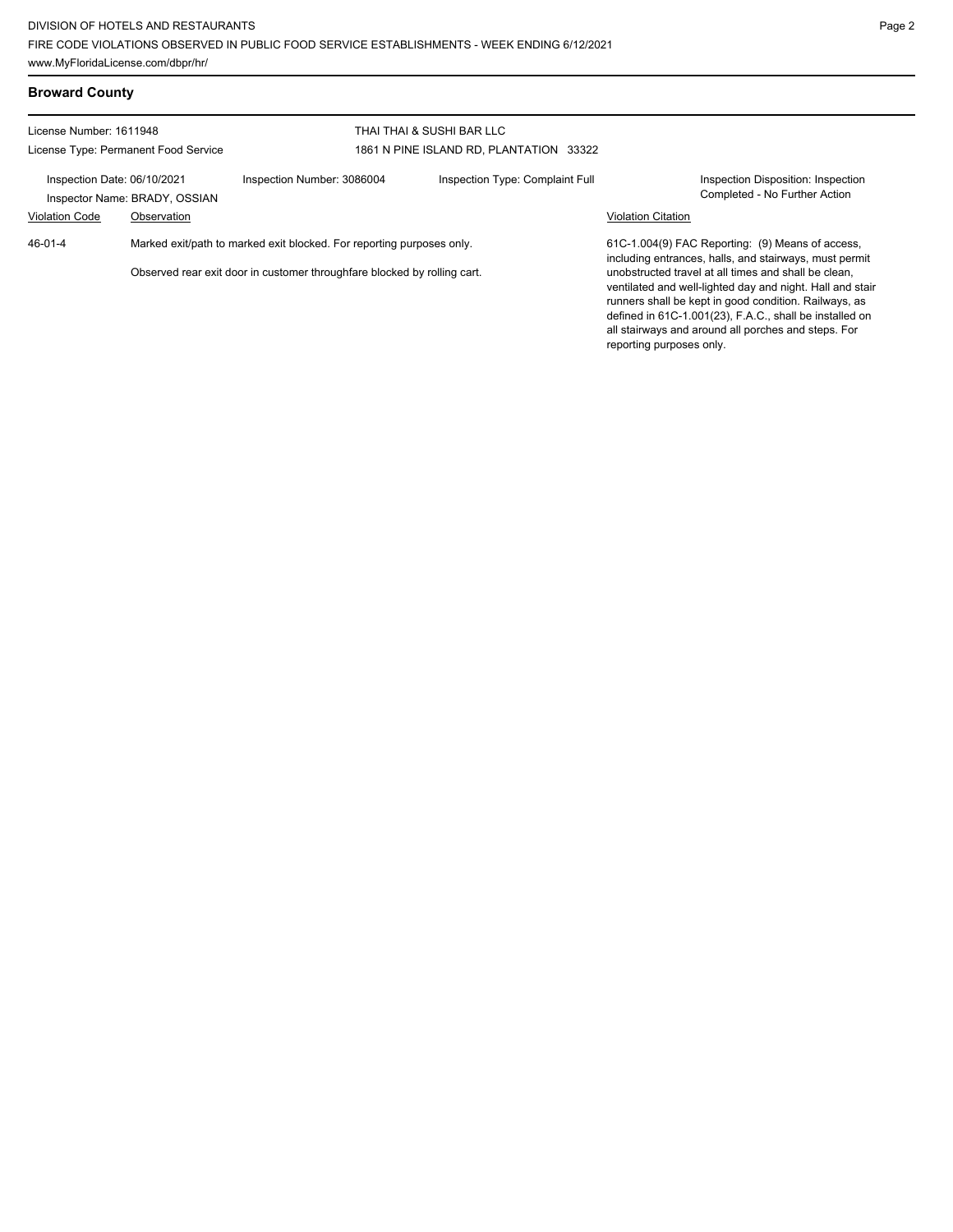## Broward County

License Number: 1611948
License Type: Permanent Food Service

THAI THAI & SUSHI BAR LLC
1861 N PINE ISLAND RD, PLANTATION 33322

Inspection Date: 06/10/2021
Inspector Name: BRADY, OSSIAN
Inspection Number: 3086004
Inspection Type: Complaint Full
Inspection Disposition: Inspection Completed - No Further Action

| Violation Code | Observation | Violation Citation |
|---|---|---|
| 46-01-4 | Marked exit/path to marked exit blocked. For reporting purposes only.<br><br>Observed rear exit door in customer throughfare blocked by rolling cart. | 61C-1.004(9) FAC Reporting: (9) Means of access, including entrances, halls, and stairways, must permit unobstructed travel at all times and shall be clean, ventilated and well-lighted day and night. Hall and stair runners shall be kept in good condition. Railways, as defined in 61C-1.001(23), F.A.C., shall be installed on all stairways and around all porches and steps. For reporting purposes only. |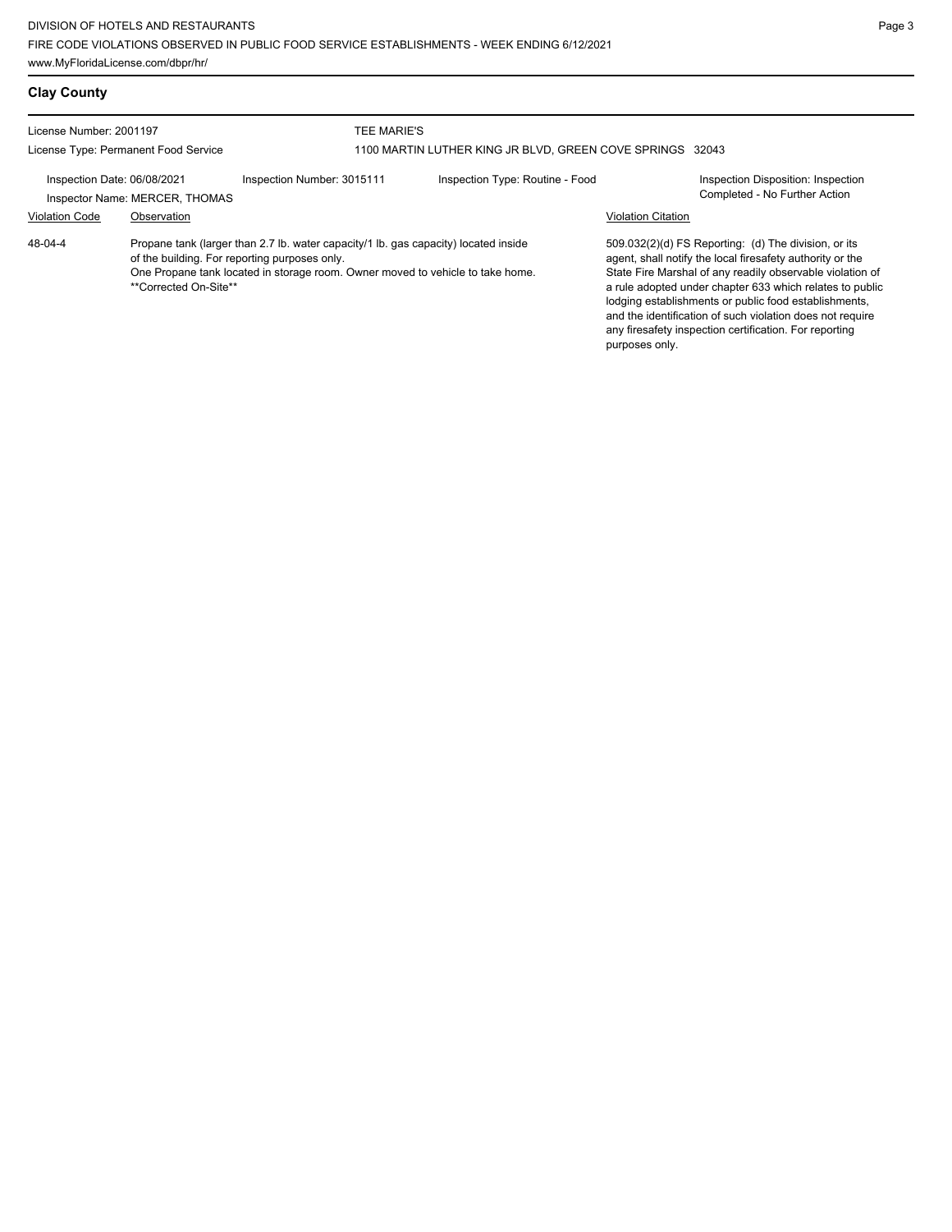## Clay County

**License Number:** 2001197
**License Type:** Permanent Food Service

**TEE MARIE'S**
1100 MARTIN LUTHER KING JR BLVD, GREEN COVE SPRINGS 32043

**Inspection Date:** 06/08/2021
**Inspector Name:** MERCER, THOMAS
**Inspection Number:** 3015111
**Inspection Type:** Routine - Food
**Inspection Disposition:** Inspection Completed - No Further Action

| Violation Code | Observation | Violation Citation |
|---|---|---|
| 48-04-4 | Propane tank (larger than 2.7 lb. water capacity/1 lb. gas capacity) located inside of the building. For reporting purposes only. One Propane tank located in storage room. Owner moved to vehicle to take home. **Corrected On-Site** | 509.032(2)(d) FS Reporting: (d) The division, or its agent, shall notify the local firesafety authority or the State Fire Marshal of any readily observable violation of a rule adopted under chapter 633 which relates to public lodging establishments or public food establishments, and the identification of such violation does not require any firesafety inspection certification. For reporting purposes only. |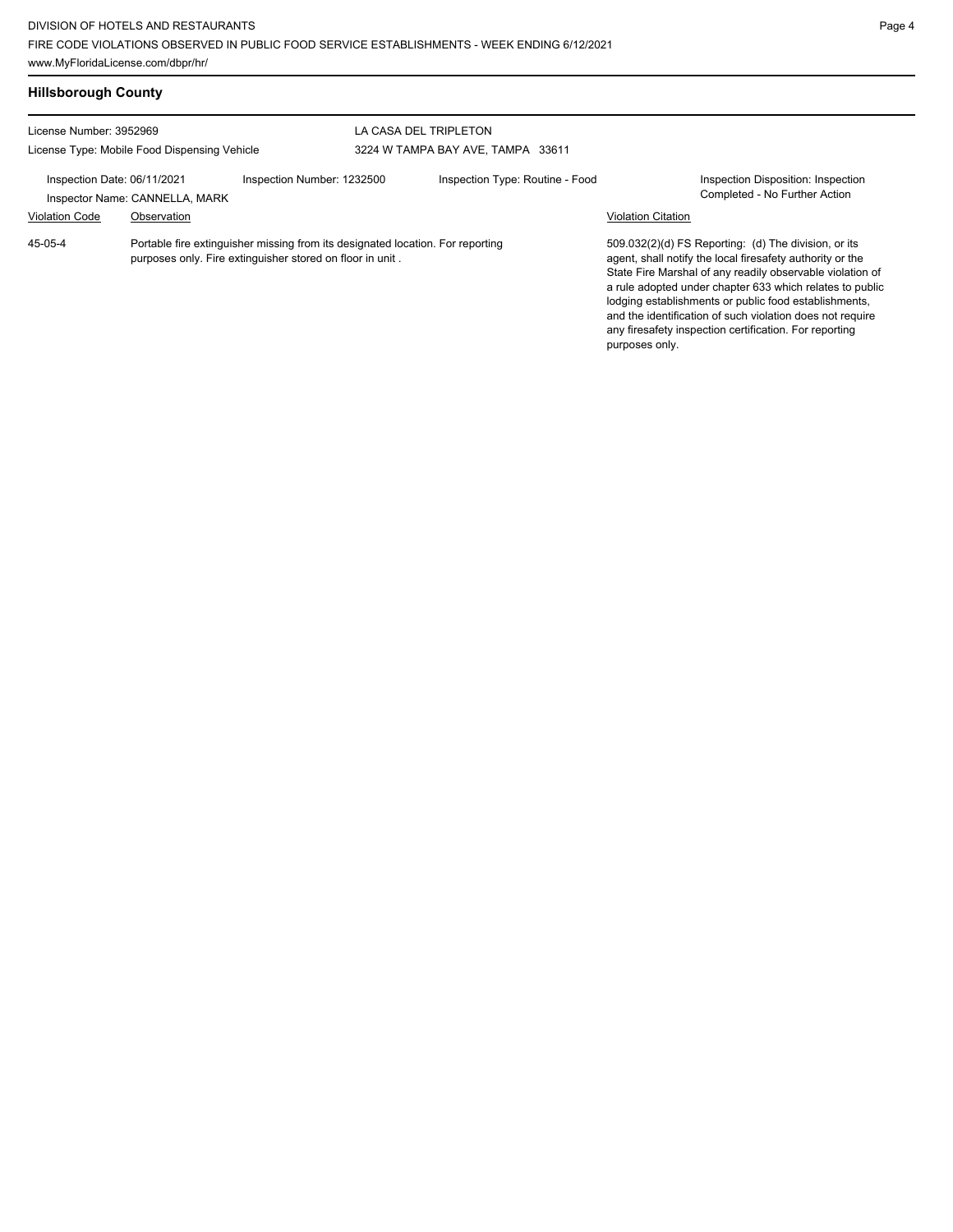## Hillsborough County

License Number: 3952969
License Type: Mobile Food Dispensing Vehicle

LA CASA DEL TRIPLETON
3224 W TAMPA BAY AVE, TAMPA 33611

Inspection Date: 06/11/2021
Inspector Name: CANNELLA, MARK

Inspection Number: 1232500

Inspection Type: Routine - Food

Inspection Disposition: Inspection Completed - No Further Action

| Violation Code | Observation | Violation Citation |
| --- | --- | --- |
| 45-05-4 | Portable fire extinguisher missing from its designated location. For reporting purposes only. Fire extinguisher stored on floor in unit . | 509.032(2)(d) FS Reporting: (d) The division, or its agent, shall notify the local firesafety authority or the State Fire Marshal of any readily observable violation of a rule adopted under chapter 633 which relates to public lodging establishments or public food establishments, and the identification of such violation does not require any firesafety inspection certification. For reporting purposes only. |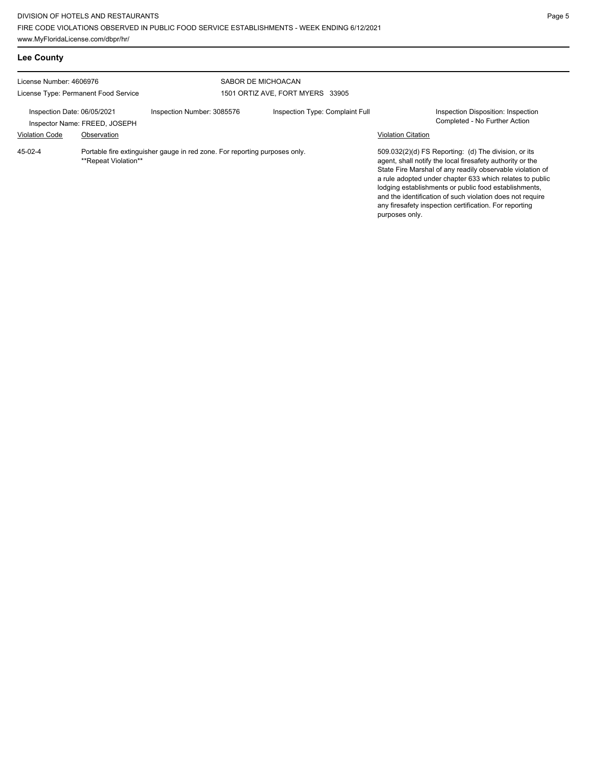## Lee County

License Number: 4606976

License Type: Permanent Food Service

SABOR DE MICHOACAN

1501 ORTIZ AVE, FORT MYERS 33905

Inspection Date: 06/05/2021

Inspector Name: FREED, JOSEPH

Inspection Number: 3085576

Inspection Type: Complaint Full

Inspection Disposition: Inspection Completed - No Further Action

| Violation Code | Observation | Violation Citation |
| --- | --- | --- |
| 45-02-4 | Portable fire extinguisher gauge in red zone. For reporting purposes only. **Repeat Violation** | 509.032(2)(d) FS Reporting: (d) The division, or its agent, shall notify the local firesafety authority or the State Fire Marshal of any readily observable violation of a rule adopted under chapter 633 which relates to public lodging establishments or public food establishments, and the identification of such violation does not require any firesafety inspection certification. For reporting purposes only. |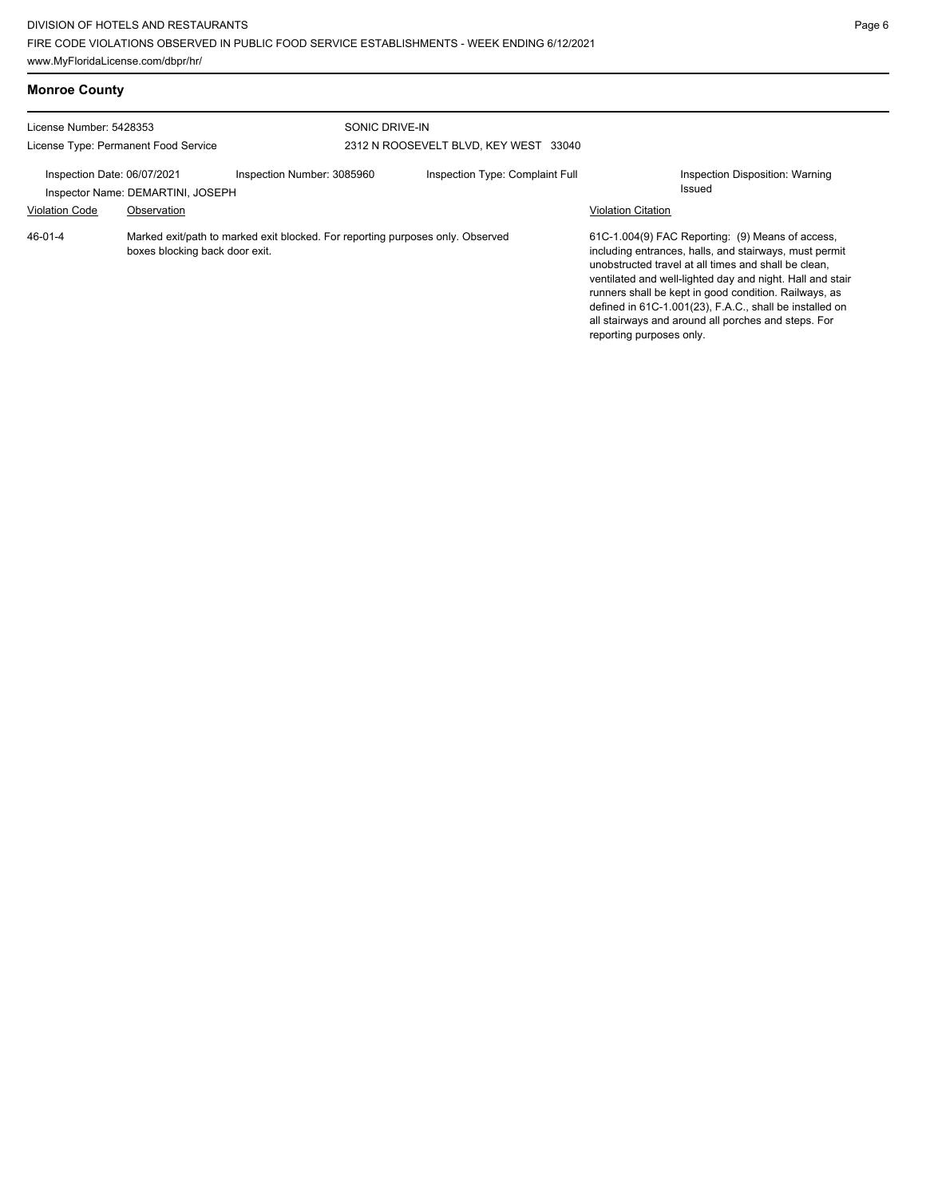## Monroe County

License Number: 5428353

License Type: Permanent Food Service

SONIC DRIVE-IN

2312 N ROOSEVELT BLVD, KEY WEST 33040

Inspection Date: 06/07/2021 | Inspection Number: 3085960 | Inspection Type: Complaint Full | Inspection Disposition: Warning Issued

Inspector Name: DEMARTINI, JOSEPH

| Violation Code | Observation | Violation Citation |
|---|---|---|
| 46-01-4 | Marked exit/path to marked exit blocked. For reporting purposes only. Observed boxes blocking back door exit. | 61C-1.004(9) FAC Reporting: (9) Means of access, including entrances, halls, and stairways, must permit unobstructed travel at all times and shall be clean, ventilated and well-lighted day and night. Hall and stair runners shall be kept in good condition. Railways, as defined in 61C-1.001(23), F.A.C., shall be installed on all stairways and around all porches and steps. For reporting purposes only. |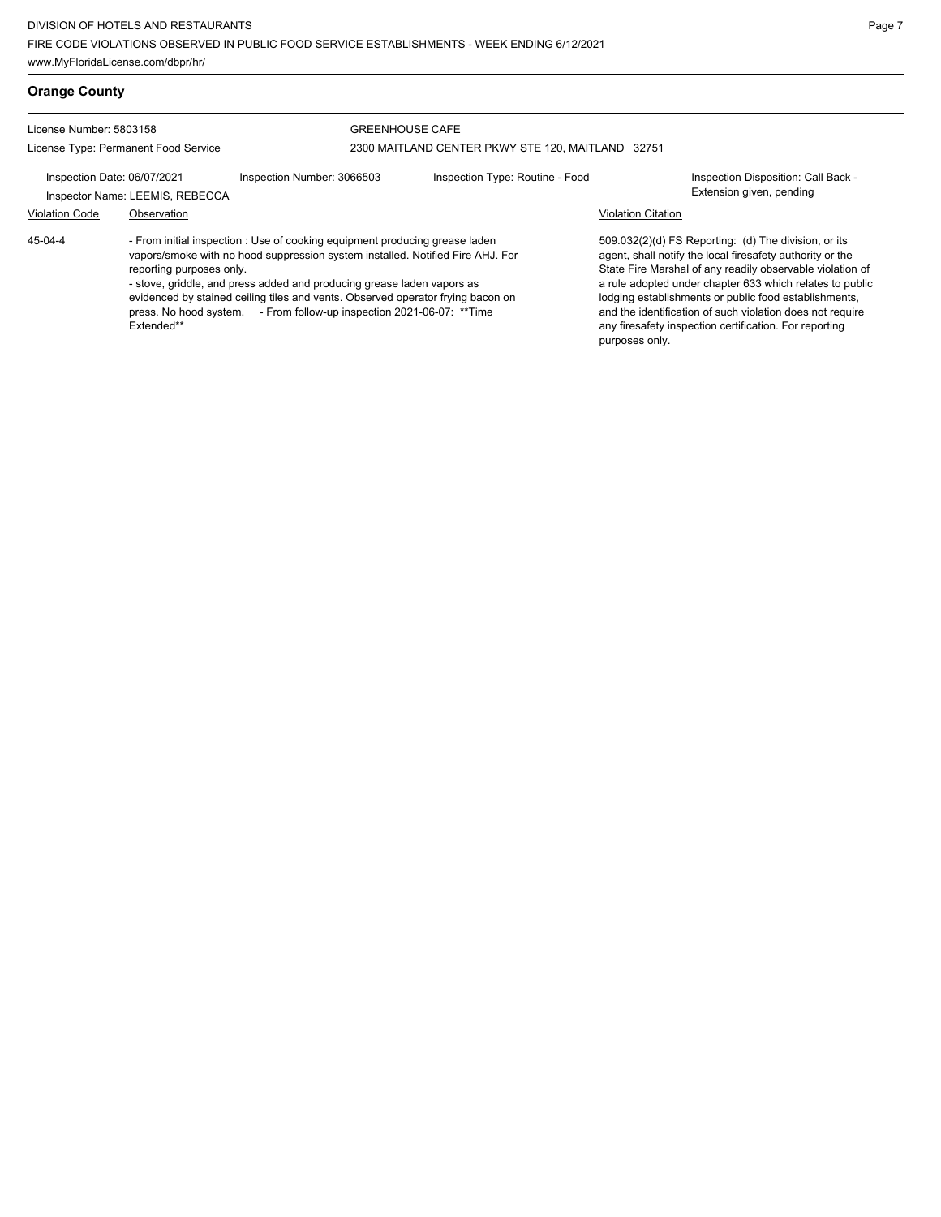## Orange County

License Number: 5803158
License Type: Permanent Food Service

GREENHOUSE CAFE
2300 MAITLAND CENTER PKWY STE 120, MAITLAND 32751

Inspection Date: 06/07/2021
Inspector Name: LEEMIS, REBECCA
Inspection Number: 3066503
Inspection Type: Routine - Food
Inspection Disposition: Call Back - Extension given, pending

| Violation Code | Observation | Violation Citation |
|---|---|---|
| 45-04-4 | - From initial inspection : Use of cooking equipment producing grease laden vapors/smoke with no hood suppression system installed. Notified Fire AHJ. For reporting purposes only. - stove, griddle, and press added and producing grease laden vapors as evidenced by stained ceiling tiles and vents. Observed operator frying bacon on press. No hood system. - From follow-up inspection 2021-06-07: **Time Extended** | 509.032(2)(d) FS Reporting: (d) The division, or its agent, shall notify the local firesafety authority or the State Fire Marshal of any readily observable violation of a rule adopted under chapter 633 which relates to public lodging establishments or public food establishments, and the identification of such violation does not require any firesafety inspection certification. For reporting purposes only. |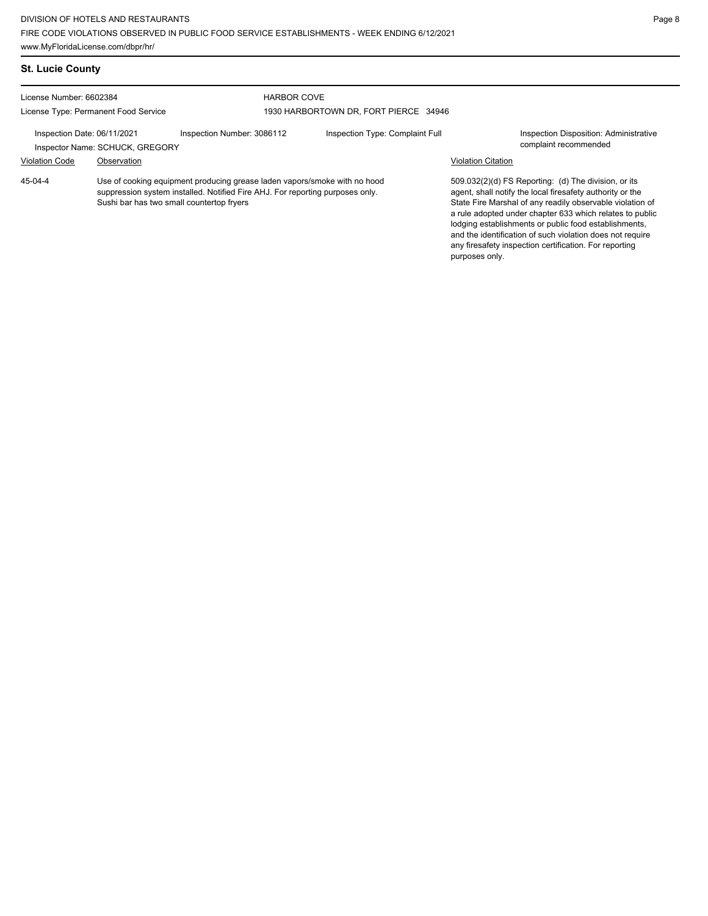## St. Lucie County

License Number: 6602384

License Type: Permanent Food Service

HARBOR COVE

1930 HARBORTOWN DR, FORT PIERCE 34946

Inspection Date: 06/11/2021

Inspector Name: SCHUCK, GREGORY

Inspection Number: 3086112

Inspection Type: Complaint Full

Inspection Disposition: Administrative complaint recommended

| Violation Code | Observation | Violation Citation |
| --- | --- | --- |
| 45-04-4 | Use of cooking equipment producing grease laden vapors/smoke with no hood suppression system installed. Notified Fire AHJ. For reporting purposes only. Sushi bar has two small countertop fryers | 509.032(2)(d) FS Reporting: (d) The division, or its agent, shall notify the local firesafety authority or the State Fire Marshal of any readily observable violation of a rule adopted under chapter 633 which relates to public lodging establishments or public food establishments, and the identification of such violation does not require any firesafety inspection certification. For reporting purposes only. |